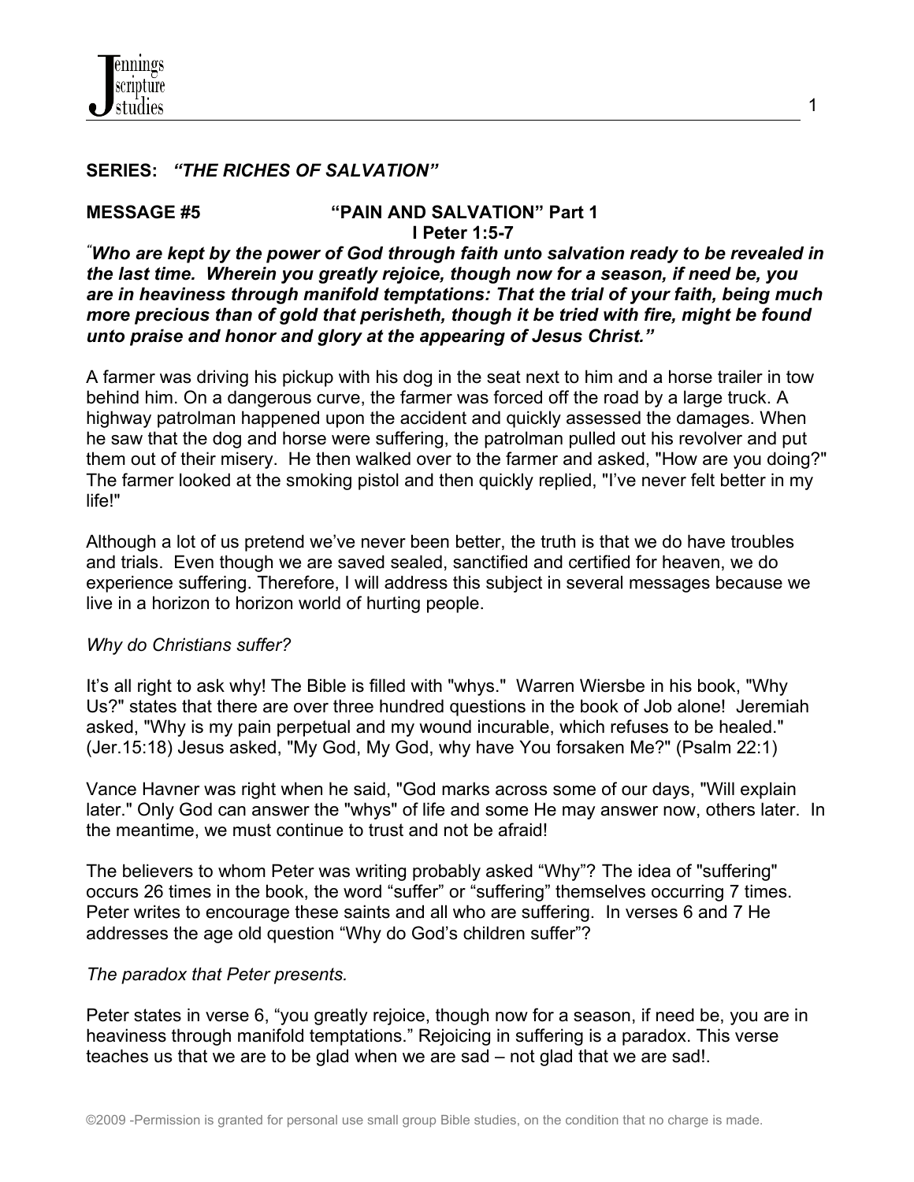**SERIES:** ***"THE RICHES OF SALVATION"***

**MESSAGE #5 "PAIN AND SALVATION" Part 1**
**I Peter 1:5-7**

***"Who are kept by the power of God through faith unto salvation ready to be revealed in the last time. Wherein you greatly rejoice, though now for a season, if need be, you are in heaviness through manifold temptations: That the trial of your faith, being much more precious than of gold that perisheth, though it be tried with fire, might be found unto praise and honor and glory at the appearing of Jesus Christ."***

A farmer was driving his pickup with his dog in the seat next to him and a horse trailer in tow behind him. On a dangerous curve, the farmer was forced off the road by a large truck. A highway patrolman happened upon the accident and quickly assessed the damages. When he saw that the dog and horse were suffering, the patrolman pulled out his revolver and put them out of their misery. He then walked over to the farmer and asked, "How are you doing?" The farmer looked at the smoking pistol and then quickly replied, "I've never felt better in my life!"

Although a lot of us pretend we've never been better, the truth is that we do have troubles and trials. Even though we are saved sealed, sanctified and certified for heaven, we do experience suffering. Therefore, I will address this subject in several messages because we live in a horizon to horizon world of hurting people.

*Why do Christians suffer?*

It's all right to ask why! The Bible is filled with "whys." Warren Wiersbe in his book, "Why Us?" states that there are over three hundred questions in the book of Job alone! Jeremiah asked, "Why is my pain perpetual and my wound incurable, which refuses to be healed." (Jer.15:18) Jesus asked, "My God, My God, why have You forsaken Me?" (Psalm 22:1)

Vance Havner was right when he said, "God marks across some of our days, "Will explain later." Only God can answer the "whys" of life and some He may answer now, others later. In the meantime, we must continue to trust and not be afraid!

The believers to whom Peter was writing probably asked "Why"? The idea of "suffering" occurs 26 times in the book, the word "suffer" or "suffering" themselves occurring 7 times. Peter writes to encourage these saints and all who are suffering. In verses 6 and 7 He addresses the age old question "Why do God's children suffer"?

*The paradox that Peter presents.*

Peter states in verse 6, "you greatly rejoice, though now for a season, if need be, you are in heaviness through manifold temptations." Rejoicing in suffering is a paradox. This verse teaches us that we are to be glad when we are sad – not glad that we are sad!.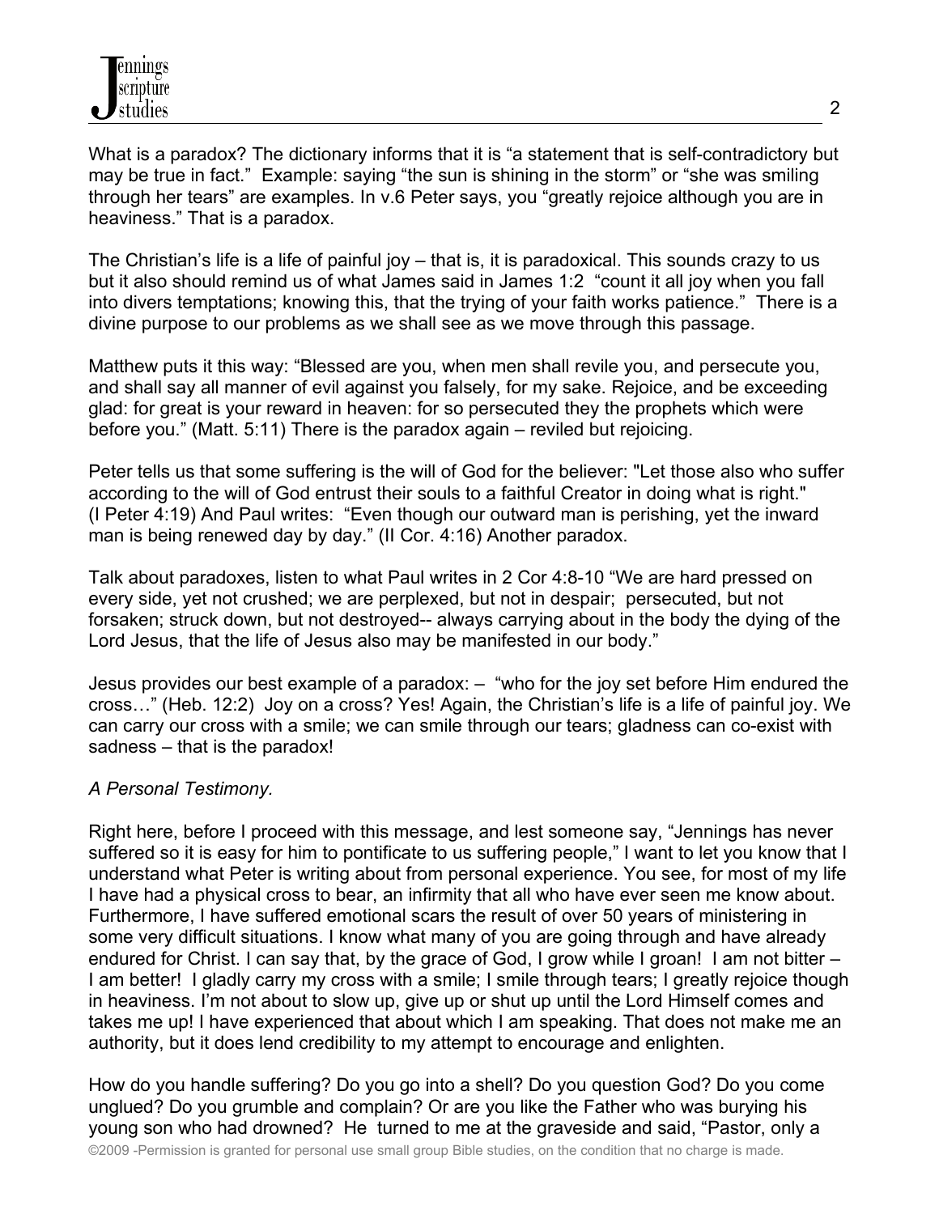What is a paradox? The dictionary informs that it is "a statement that is self-contradictory but may be true in fact." Example: saying "the sun is shining in the storm" or "she was smiling through her tears" are examples. In v.6 Peter says, you "greatly rejoice although you are in heaviness." That is a paradox.

The Christian's life is a life of painful joy – that is, it is paradoxical. This sounds crazy to us but it also should remind us of what James said in James 1:2 "count it all joy when you fall into divers temptations; knowing this, that the trying of your faith works patience." There is a divine purpose to our problems as we shall see as we move through this passage.

Matthew puts it this way: "Blessed are you, when men shall revile you, and persecute you, and shall say all manner of evil against you falsely, for my sake. Rejoice, and be exceeding glad: for great is your reward in heaven: for so persecuted they the prophets which were before you." (Matt. 5:11) There is the paradox again – reviled but rejoicing.

Peter tells us that some suffering is the will of God for the believer: "Let those also who suffer according to the will of God entrust their souls to a faithful Creator in doing what is right." (I Peter 4:19) And Paul writes: "Even though our outward man is perishing, yet the inward man is being renewed day by day." (II Cor. 4:16) Another paradox.

Talk about paradoxes, listen to what Paul writes in 2 Cor 4:8-10 "We are hard pressed on every side, yet not crushed; we are perplexed, but not in despair; persecuted, but not forsaken; struck down, but not destroyed-- always carrying about in the body the dying of the Lord Jesus, that the life of Jesus also may be manifested in our body."

Jesus provides our best example of a paradox: – "who for the joy set before Him endured the cross…" (Heb. 12:2) Joy on a cross? Yes! Again, the Christian's life is a life of painful joy. We can carry our cross with a smile; we can smile through our tears; gladness can co-exist with sadness – that is the paradox!

*A Personal Testimony.*

Right here, before I proceed with this message, and lest someone say, "Jennings has never suffered so it is easy for him to pontificate to us suffering people," I want to let you know that I understand what Peter is writing about from personal experience. You see, for most of my life I have had a physical cross to bear, an infirmity that all who have ever seen me know about. Furthermore, I have suffered emotional scars the result of over 50 years of ministering in some very difficult situations. I know what many of you are going through and have already endured for Christ. I can say that, by the grace of God, I grow while I groan! I am not bitter – I am better! I gladly carry my cross with a smile; I smile through tears; I greatly rejoice though in heaviness. I'm not about to slow up, give up or shut up until the Lord Himself comes and takes me up! I have experienced that about which I am speaking. That does not make me an authority, but it does lend credibility to my attempt to encourage and enlighten.

How do you handle suffering? Do you go into a shell? Do you question God? Do you come unglued? Do you grumble and complain? Or are you like the Father who was burying his young son who had drowned? He turned to me at the graveside and said, "Pastor, only a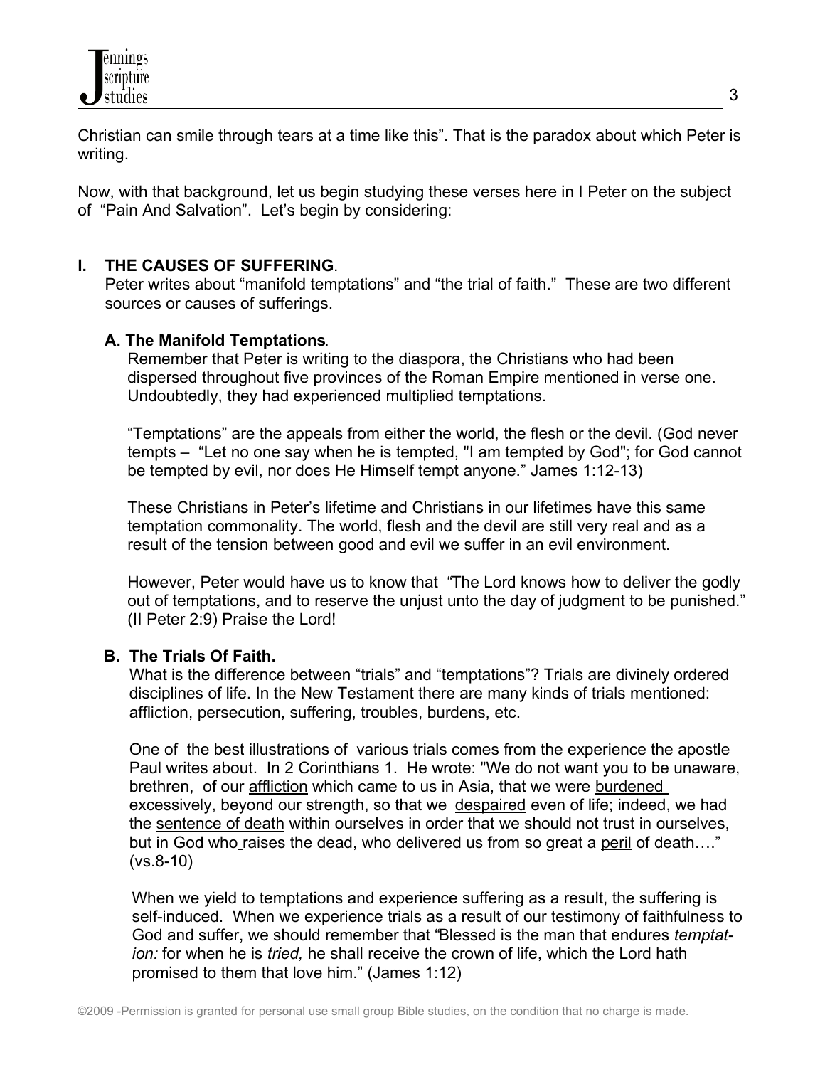Christian can smile through tears at a time like this". That is the paradox about which Peter is writing.

Now, with that background, let us begin studying these verses here in I Peter on the subject of "Pain And Salvation". Let's begin by considering:

## I. THE CAUSES OF SUFFERING.

Peter writes about "manifold temptations" and "the trial of faith." These are two different sources or causes of sufferings.

### A. The Manifold Temptations.

Remember that Peter is writing to the diaspora, the Christians who had been dispersed throughout five provinces of the Roman Empire mentioned in verse one. Undoubtedly, they had experienced multiplied temptations.

"Temptations" are the appeals from either the world, the flesh or the devil. (God never tempts – "Let no one say when he is tempted, "I am tempted by God"; for God cannot be tempted by evil, nor does He Himself tempt anyone." James 1:12-13)

These Christians in Peter's lifetime and Christians in our lifetimes have this same temptation commonality. The world, flesh and the devil are still very real and as a result of the tension between good and evil we suffer in an evil environment.

However, Peter would have us to know that "The Lord knows how to deliver the godly out of temptations, and to reserve the unjust unto the day of judgment to be punished." (II Peter 2:9) Praise the Lord!

### B. The Trials Of Faith.

What is the difference between "trials" and "temptations"? Trials are divinely ordered disciplines of life. In the New Testament there are many kinds of trials mentioned: affliction, persecution, suffering, troubles, burdens, etc.

One of the best illustrations of various trials comes from the experience the apostle Paul writes about. In 2 Corinthians 1. He wrote: "We do not want you to be unaware, brethren, of our <u>affliction</u> which came to us in Asia, that we were <u>burdened</u> excessively, beyond our strength, so that we <u>despaired</u> even of life; indeed, we had the <u>sentence of death</u> within ourselves in order that we should not trust in ourselves, but in God who raises the dead, who delivered us from so great a <u>peril</u> of death…." (vs.8-10)

When we yield to temptations and experience suffering as a result, the suffering is self-induced. When we experience trials as a result of our testimony of faithfulness to God and suffer, we should remember that "Blessed is the man that endures *temptation:* for when he is *tried,* he shall receive the crown of life, which the Lord hath promised to them that love him." (James 1:12)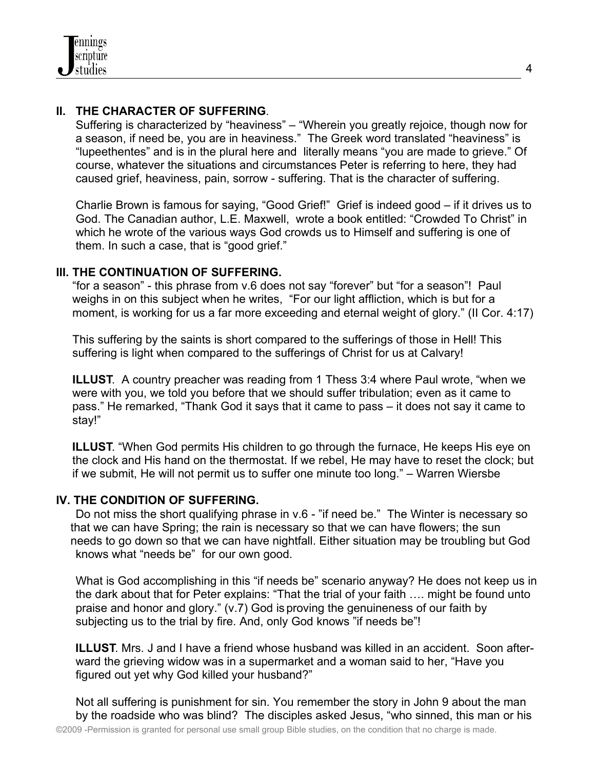## II. THE CHARACTER OF SUFFERING.

Suffering is characterized by "heaviness" – "Wherein you greatly rejoice, though now for a season, if need be, you are in heaviness." The Greek word translated "heaviness" is "lupeethentes" and is in the plural here and literally means "you are made to grieve." Of course, whatever the situations and circumstances Peter is referring to here, they had caused grief, heaviness, pain, sorrow - suffering. That is the character of suffering.

Charlie Brown is famous for saying, "Good Grief!" Grief is indeed good – if it drives us to God. The Canadian author, L.E. Maxwell, wrote a book entitled: "Crowded To Christ" in which he wrote of the various ways God crowds us to Himself and suffering is one of them. In such a case, that is "good grief."

## III. THE CONTINUATION OF SUFFERING.

"for a season" - this phrase from v.6 does not say "forever" but "for a season"! Paul weighs in on this subject when he writes, "For our light affliction, which is but for a moment, is working for us a far more exceeding and eternal weight of glory." (II Cor. 4:17)

This suffering by the saints is short compared to the sufferings of those in Hell! This suffering is light when compared to the sufferings of Christ for us at Calvary!

**ILLUST**. A country preacher was reading from 1 Thess 3:4 where Paul wrote, "when we were with you, we told you before that we should suffer tribulation; even as it came to pass." He remarked, "Thank God it says that it came to pass – it does not say it came to stay!"

**ILLUST**. "When God permits His children to go through the furnace, He keeps His eye on the clock and His hand on the thermostat. If we rebel, He may have to reset the clock; but if we submit, He will not permit us to suffer one minute too long." – Warren Wiersbe

## IV. THE CONDITION OF SUFFERING.

Do not miss the short qualifying phrase in v.6 - "if need be." The Winter is necessary so that we can have Spring; the rain is necessary so that we can have flowers; the sun needs to go down so that we can have nightfall. Either situation may be troubling but God knows what "needs be" for our own good.

What is God accomplishing in this "if needs be" scenario anyway? He does not keep us in the dark about that for Peter explains: "That the trial of your faith …. might be found unto praise and honor and glory." (v.7) God is proving the genuineness of our faith by subjecting us to the trial by fire. And, only God knows "if needs be"!

**ILLUST**. Mrs. J and I have a friend whose husband was killed in an accident. Soon afterward the grieving widow was in a supermarket and a woman said to her, "Have you figured out yet why God killed your husband?"

Not all suffering is punishment for sin. You remember the story in John 9 about the man by the roadside who was blind? The disciples asked Jesus, "who sinned, this man or his

©2009 -Permission is granted for personal use small group Bible studies, on the condition that no charge is made.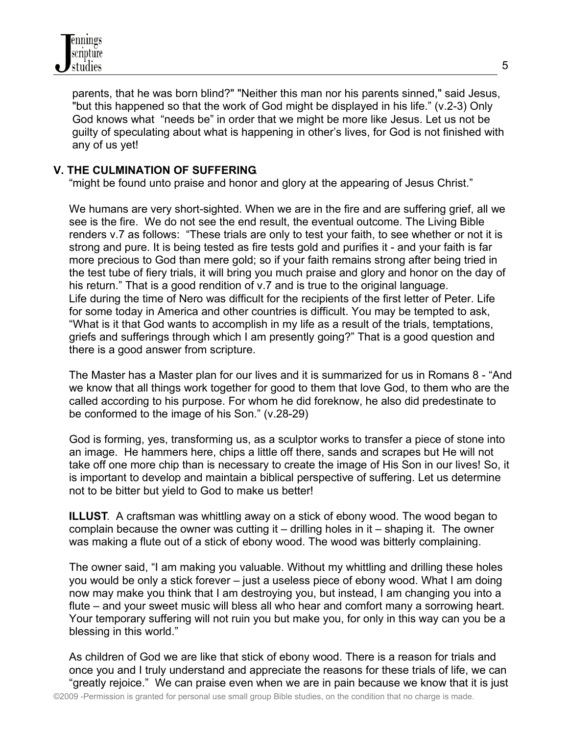parents, that he was born blind?" "Neither this man nor his parents sinned," said Jesus, "but this happened so that the work of God might be displayed in his life." (v.2-3) Only God knows what "needs be" in order that we might be more like Jesus. Let us not be guilty of speculating about what is happening in other's lives, for God is not finished with any of us yet!

## V. THE CULMINATION OF SUFFERING

"might be found unto praise and honor and glory at the appearing of Jesus Christ."

We humans are very short-sighted. When we are in the fire and are suffering grief, all we see is the fire. We do not see the end result, the eventual outcome. The Living Bible renders v.7 as follows: "These trials are only to test your faith, to see whether or not it is strong and pure. It is being tested as fire tests gold and purifies it - and your faith is far more precious to God than mere gold; so if your faith remains strong after being tried in the test tube of fiery trials, it will bring you much praise and glory and honor on the day of his return." That is a good rendition of v.7 and is true to the original language.
Life during the time of Nero was difficult for the recipients of the first letter of Peter. Life for some today in America and other countries is difficult. You may be tempted to ask, "What is it that God wants to accomplish in my life as a result of the trials, temptations, griefs and sufferings through which I am presently going?" That is a good question and there is a good answer from scripture.

The Master has a Master plan for our lives and it is summarized for us in Romans 8 - "And we know that all things work together for good to them that love God, to them who are the called according to his purpose. For whom he did foreknow, he also did predestinate to be conformed to the image of his Son." (v.28-29)

God is forming, yes, transforming us, as a sculptor works to transfer a piece of stone into an image. He hammers here, chips a little off there, sands and scrapes but He will not take off one more chip than is necessary to create the image of His Son in our lives! So, it is important to develop and maintain a biblical perspective of suffering. Let us determine not to be bitter but yield to God to make us better!

**ILLUST**. A craftsman was whittling away on a stick of ebony wood. The wood began to complain because the owner was cutting it – drilling holes in it – shaping it. The owner was making a flute out of a stick of ebony wood. The wood was bitterly complaining.

The owner said, "I am making you valuable. Without my whittling and drilling these holes you would be only a stick forever – just a useless piece of ebony wood. What I am doing now may make you think that I am destroying you, but instead, I am changing you into a flute – and your sweet music will bless all who hear and comfort many a sorrowing heart. Your temporary suffering will not ruin you but make you, for only in this way can you be a blessing in this world."

As children of God we are like that stick of ebony wood. There is a reason for trials and once you and I truly understand and appreciate the reasons for these trials of life, we can "greatly rejoice." We can praise even when we are in pain because we know that it is just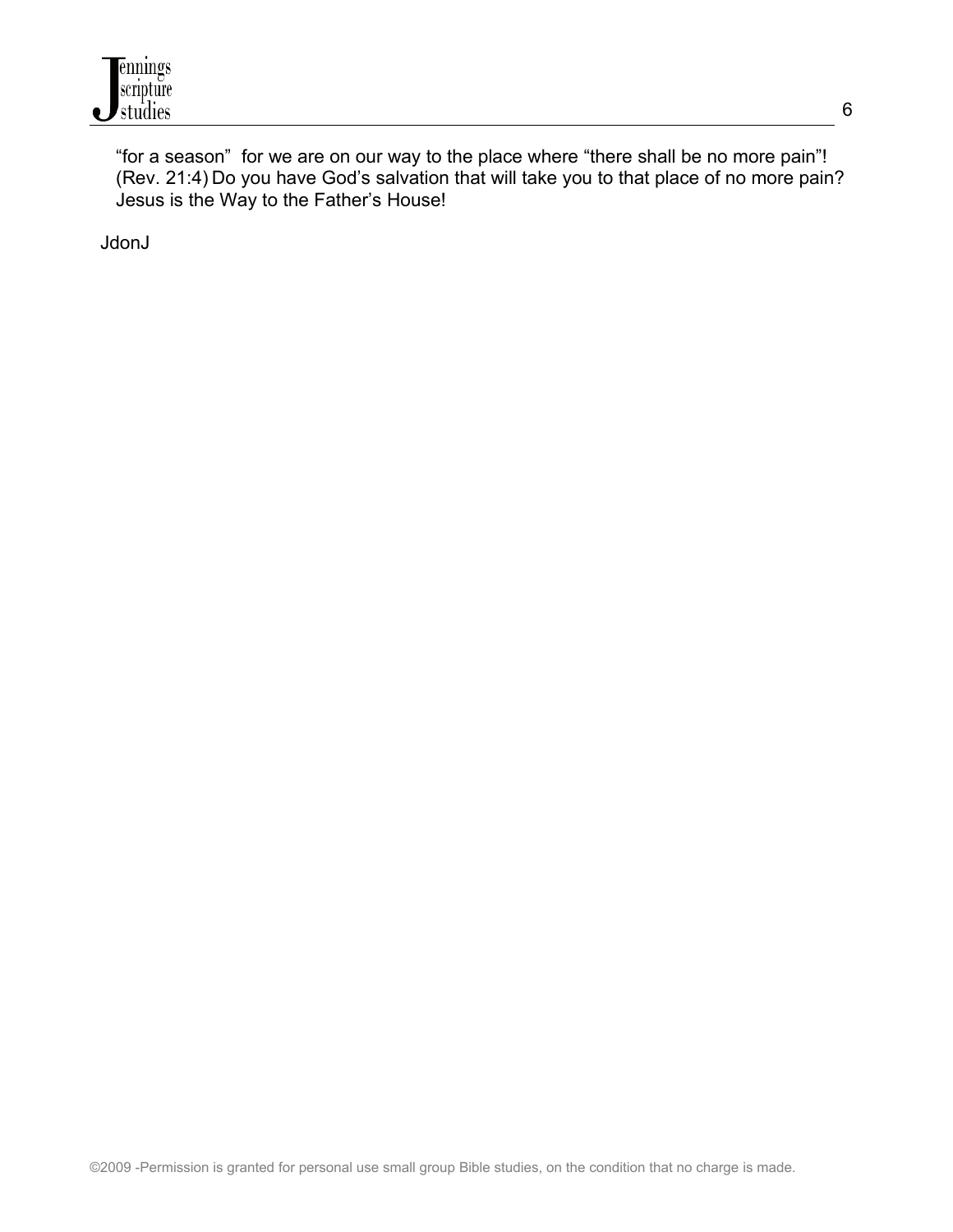"for a season" for we are on our way to the place where "there shall be no more pain"! (Rev. 21:4) Do you have God's salvation that will take you to that place of no more pain? Jesus is the Way to the Father's House!

JdonJ

©2009 -Permission is granted for personal use small group Bible studies, on the condition that no charge is made.